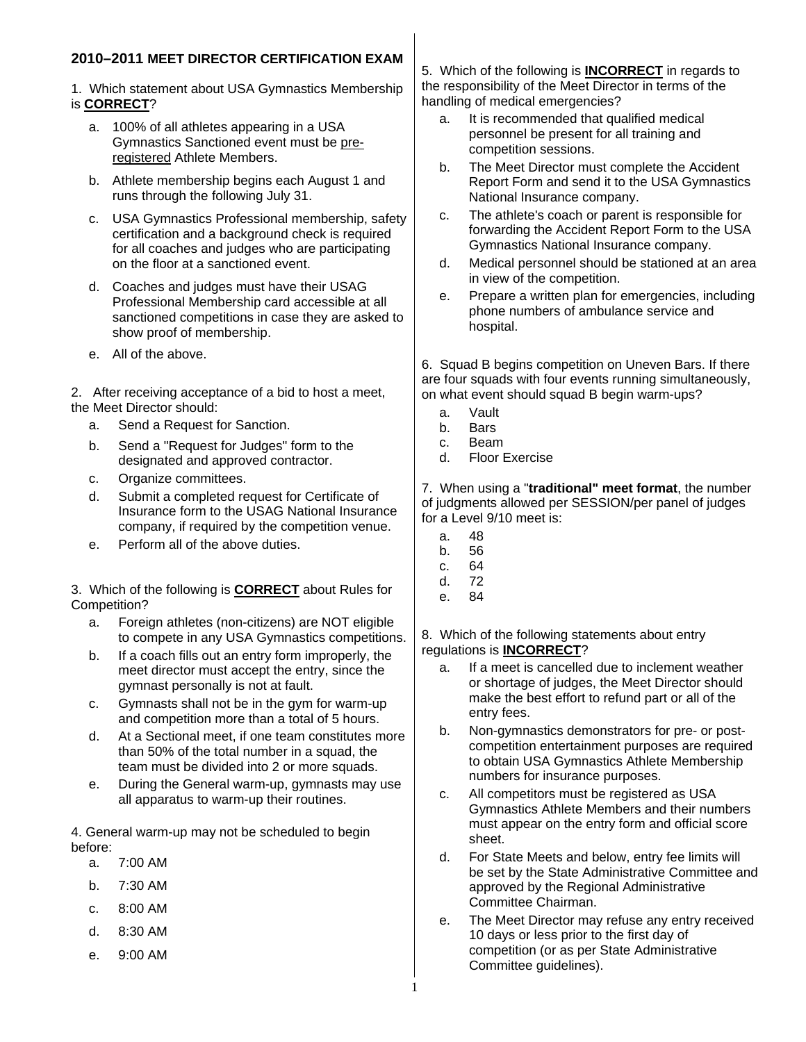## 2010–2011 MEET DIRECTOR CERTIFICATION EXAM

1. Which statement about USA Gymnastics Membership is **CORRECT**?

   a. 100% of all athletes appearing in a USA Gymnastics Sanctioned event must be pre-registered Athlete Members.

   b. Athlete membership begins each August 1 and runs through the following July 31.

   c. USA Gymnastics Professional membership, safety certification and a background check is required for all coaches and judges who are participating on the floor at a sanctioned event.

   d. Coaches and judges must have their USAG Professional Membership card accessible at all sanctioned competitions in case they are asked to show proof of membership.

   e. All of the above.

2. After receiving acceptance of a bid to host a meet, the Meet Director should:

   a. Send a Request for Sanction.

   b. Send a "Request for Judges" form to the designated and approved contractor.

   c. Organize committees.

   d. Submit a completed request for Certificate of Insurance form to the USAG National Insurance company, if required by the competition venue.

   e. Perform all of the above duties.

3. Which of the following is **CORRECT** about Rules for Competition?

   a. Foreign athletes (non-citizens) are NOT eligible to compete in any USA Gymnastics competitions.

   b. If a coach fills out an entry form improperly, the meet director must accept the entry, since the gymnast personally is not at fault.

   c. Gymnasts shall not be in the gym for warm-up and competition more than a total of 5 hours.

   d. At a Sectional meet, if one team constitutes more than 50% of the total number in a squad, the team must be divided into 2 or more squads.

   e. During the General warm-up, gymnasts may use all apparatus to warm-up their routines.

4. General warm-up may not be scheduled to begin before:

   a. 7:00 AM

   b. 7:30 AM

   c. 8:00 AM

   d. 8:30 AM

   e. 9:00 AM

5. Which of the following is **INCORRECT** in regards to the responsibility of the Meet Director in terms of the handling of medical emergencies?

   a. It is recommended that qualified medical personnel be present for all training and competition sessions.

   b. The Meet Director must complete the Accident Report Form and send it to the USA Gymnastics National Insurance company.

   c. The athlete's coach or parent is responsible for forwarding the Accident Report Form to the USA Gymnastics National Insurance company.

   d. Medical personnel should be stationed at an area in view of the competition.

   e. Prepare a written plan for emergencies, including phone numbers of ambulance service and hospital.

6. Squad B begins competition on Uneven Bars. If there are four squads with four events running simultaneously, on what event should squad B begin warm-ups?

   a. Vault

   b. Bars

   c. Beam

   d. Floor Exercise

7. When using a "**traditional" meet format**, the number of judgments allowed per SESSION/per panel of judges for a Level 9/10 meet is:

   a. 48

   b. 56

   c. 64

   d. 72

   e. 84

8. Which of the following statements about entry regulations is **INCORRECT**?

   a. If a meet is cancelled due to inclement weather or shortage of judges, the Meet Director should make the best effort to refund part or all of the entry fees.

   b. Non-gymnastics demonstrators for pre- or post-competition entertainment purposes are required to obtain USA Gymnastics Athlete Membership numbers for insurance purposes.

   c. All competitors must be registered as USA Gymnastics Athlete Members and their numbers must appear on the entry form and official score sheet.

   d. For State Meets and below, entry fee limits will be set by the State Administrative Committee and approved by the Regional Administrative Committee Chairman.

   e. The Meet Director may refuse any entry received 10 days or less prior to the first day of competition (or as per State Administrative Committee guidelines).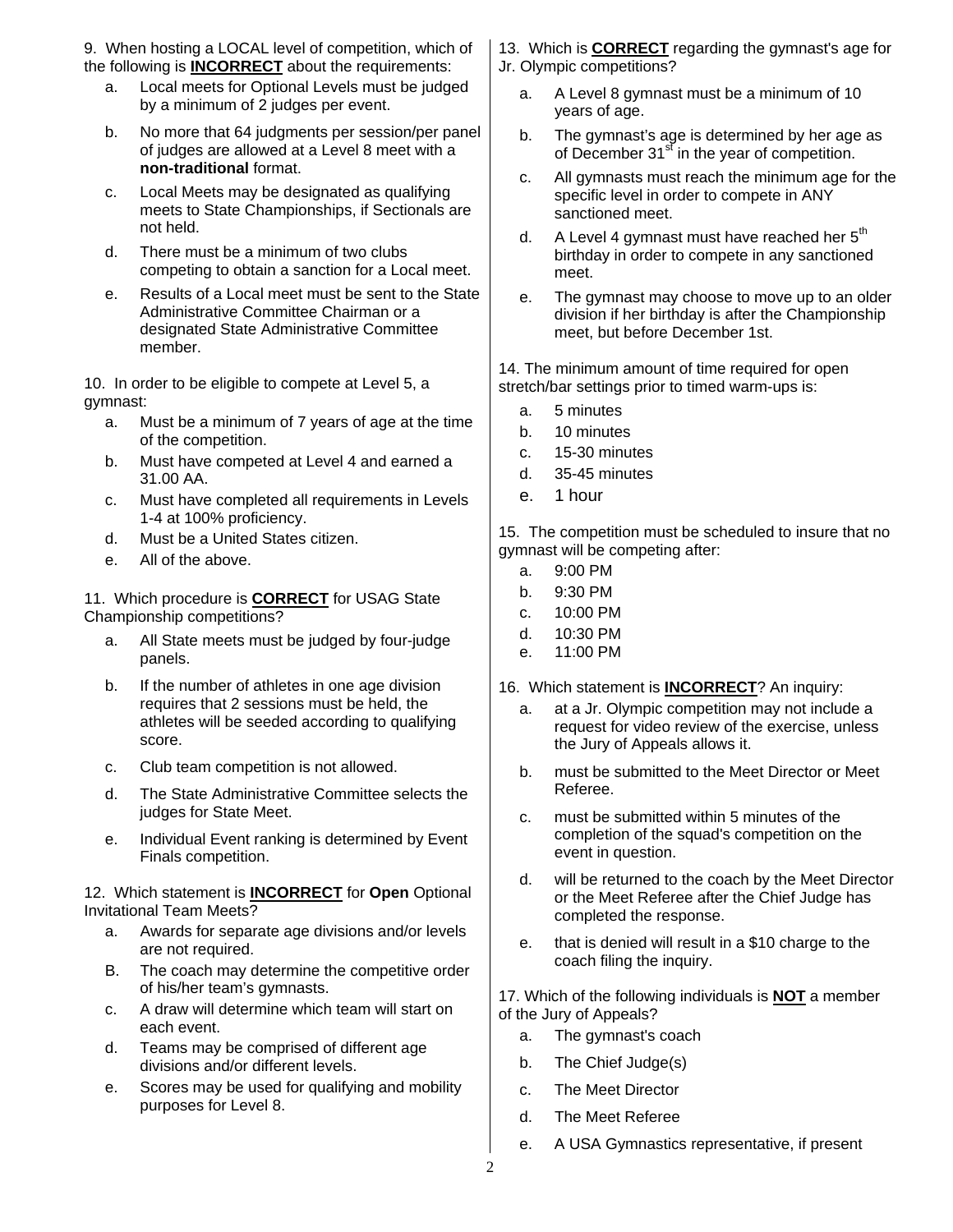9. When hosting a LOCAL level of competition, which of the following is **INCORRECT** about the requirements:

a. Local meets for Optional Levels must be judged by a minimum of 2 judges per event.

b. No more that 64 judgments per session/per panel of judges are allowed at a Level 8 meet with a **non-traditional** format.

c. Local Meets may be designated as qualifying meets to State Championships, if Sectionals are not held.

d. There must be a minimum of two clubs competing to obtain a sanction for a Local meet.

e. Results of a Local meet must be sent to the State Administrative Committee Chairman or a designated State Administrative Committee member.

10. In order to be eligible to compete at Level 5, a gymnast:

a. Must be a minimum of 7 years of age at the time of the competition.

b. Must have competed at Level 4 and earned a 31.00 AA.

c. Must have completed all requirements in Levels 1-4 at 100% proficiency.

d. Must be a United States citizen.

e. All of the above.

11. Which procedure is **CORRECT** for USAG State Championship competitions?

a. All State meets must be judged by four-judge panels.

b. If the number of athletes in one age division requires that 2 sessions must be held, the athletes will be seeded according to qualifying score.

c. Club team competition is not allowed.

d. The State Administrative Committee selects the judges for State Meet.

e. Individual Event ranking is determined by Event Finals competition.

12. Which statement is **INCORRECT** for **Open** Optional Invitational Team Meets?

a. Awards for separate age divisions and/or levels are not required.

B. The coach may determine the competitive order of his/her team's gymnasts.

c. A draw will determine which team will start on each event.

d. Teams may be comprised of different age divisions and/or different levels.

e. Scores may be used for qualifying and mobility purposes for Level 8.

13. Which is **CORRECT** regarding the gymnast's age for Jr. Olympic competitions?

a. A Level 8 gymnast must be a minimum of 10 years of age.

b. The gymnast's age is determined by her age as of December 31st in the year of competition.

c. All gymnasts must reach the minimum age for the specific level in order to compete in ANY sanctioned meet.

d. A Level 4 gymnast must have reached her 5th birthday in order to compete in any sanctioned meet.

e. The gymnast may choose to move up to an older division if her birthday is after the Championship meet, but before December 1st.

14. The minimum amount of time required for open stretch/bar settings prior to timed warm-ups is:

a. 5 minutes
b. 10 minutes
c. 15-30 minutes
d. 35-45 minutes
e. 1 hour

15. The competition must be scheduled to insure that no gymnast will be competing after:

a. 9:00 PM
b. 9:30 PM
c. 10:00 PM
d. 10:30 PM
e. 11:00 PM

16. Which statement is **INCORRECT**? An inquiry:

a. at a Jr. Olympic competition may not include a request for video review of the exercise, unless the Jury of Appeals allows it.

b. must be submitted to the Meet Director or Meet Referee.

c. must be submitted within 5 minutes of the completion of the squad's competition on the event in question.

d. will be returned to the coach by the Meet Director or the Meet Referee after the Chief Judge has completed the response.

e. that is denied will result in a $10 charge to the coach filing the inquiry.

17. Which of the following individuals is **NOT** a member of the Jury of Appeals?

a. The gymnast's coach

b. The Chief Judge(s)

c. The Meet Director

d. The Meet Referee

e. A USA Gymnastics representative, if present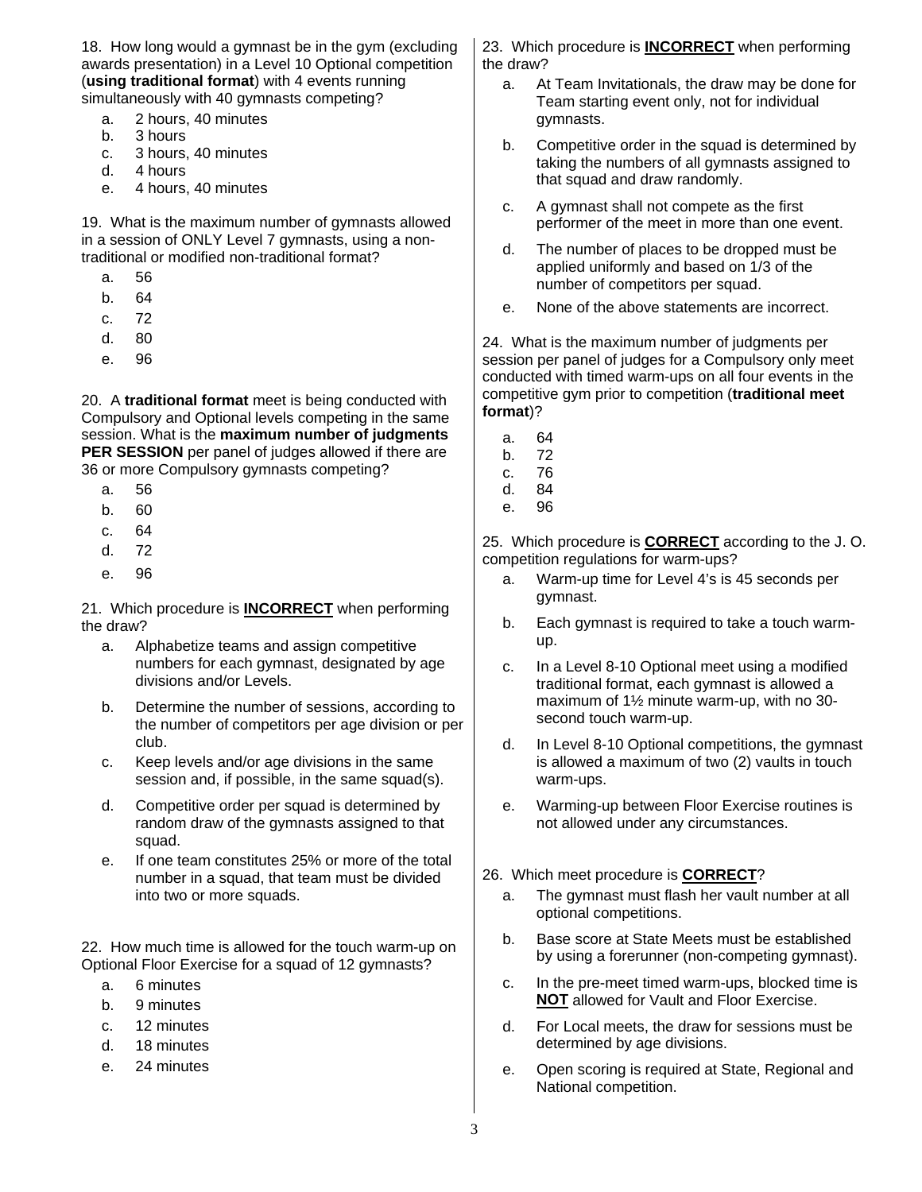18. How long would a gymnast be in the gym (excluding awards presentation) in a Level 10 Optional competition (**using traditional format**) with 4 events running simultaneously with 40 gymnasts competing?

   a. 2 hours, 40 minutes
   b. 3 hours
   c. 3 hours, 40 minutes
   d. 4 hours
   e. 4 hours, 40 minutes

19. What is the maximum number of gymnasts allowed in a session of ONLY Level 7 gymnasts, using a non-traditional or modified non-traditional format?

   a. 56
   b. 64
   c. 72
   d. 80
   e. 96

20. A **traditional format** meet is being conducted with Compulsory and Optional levels competing in the same session. What is the **maximum number of judgments PER SESSION** per panel of judges allowed if there are 36 or more Compulsory gymnasts competing?

   a. 56
   b. 60
   c. 64
   d. 72
   e. 96

21. Which procedure is **INCORRECT** when performing the draw?

   a. Alphabetize teams and assign competitive numbers for each gymnast, designated by age divisions and/or Levels.
   b. Determine the number of sessions, according to the number of competitors per age division or per club.
   c. Keep levels and/or age divisions in the same session and, if possible, in the same squad(s).
   d. Competitive order per squad is determined by random draw of the gymnasts assigned to that squad.
   e. If one team constitutes 25% or more of the total number in a squad, that team must be divided into two or more squads.

22. How much time is allowed for the touch warm-up on Optional Floor Exercise for a squad of 12 gymnasts?

   a. 6 minutes
   b. 9 minutes
   c. 12 minutes
   d. 18 minutes
   e. 24 minutes

23. Which procedure is **INCORRECT** when performing the draw?

   a. At Team Invitationals, the draw may be done for Team starting event only, not for individual gymnasts.
   b. Competitive order in the squad is determined by taking the numbers of all gymnasts assigned to that squad and draw randomly.
   c. A gymnast shall not compete as the first performer of the meet in more than one event.
   d. The number of places to be dropped must be applied uniformly and based on 1/3 of the number of competitors per squad.
   e. None of the above statements are incorrect.

24. What is the maximum number of judgments per session per panel of judges for a Compulsory only meet conducted with timed warm-ups on all four events in the competitive gym prior to competition (**traditional meet format**)?

   a. 64
   b. 72
   c. 76
   d. 84
   e. 96

25. Which procedure is **CORRECT** according to the J. O. competition regulations for warm-ups?

   a. Warm-up time for Level 4's is 45 seconds per gymnast.
   b. Each gymnast is required to take a touch warm-up.
   c. In a Level 8-10 Optional meet using a modified traditional format, each gymnast is allowed a maximum of 1½ minute warm-up, with no 30-second touch warm-up.
   d. In Level 8-10 Optional competitions, the gymnast is allowed a maximum of two (2) vaults in touch warm-ups.
   e. Warming-up between Floor Exercise routines is not allowed under any circumstances.

26. Which meet procedure is **CORRECT**?

   a. The gymnast must flash her vault number at all optional competitions.
   b. Base score at State Meets must be established by using a forerunner (non-competing gymnast).
   c. In the pre-meet timed warm-ups, blocked time is **NOT** allowed for Vault and Floor Exercise.
   d. For Local meets, the draw for sessions must be determined by age divisions.
   e. Open scoring is required at State, Regional and National competition.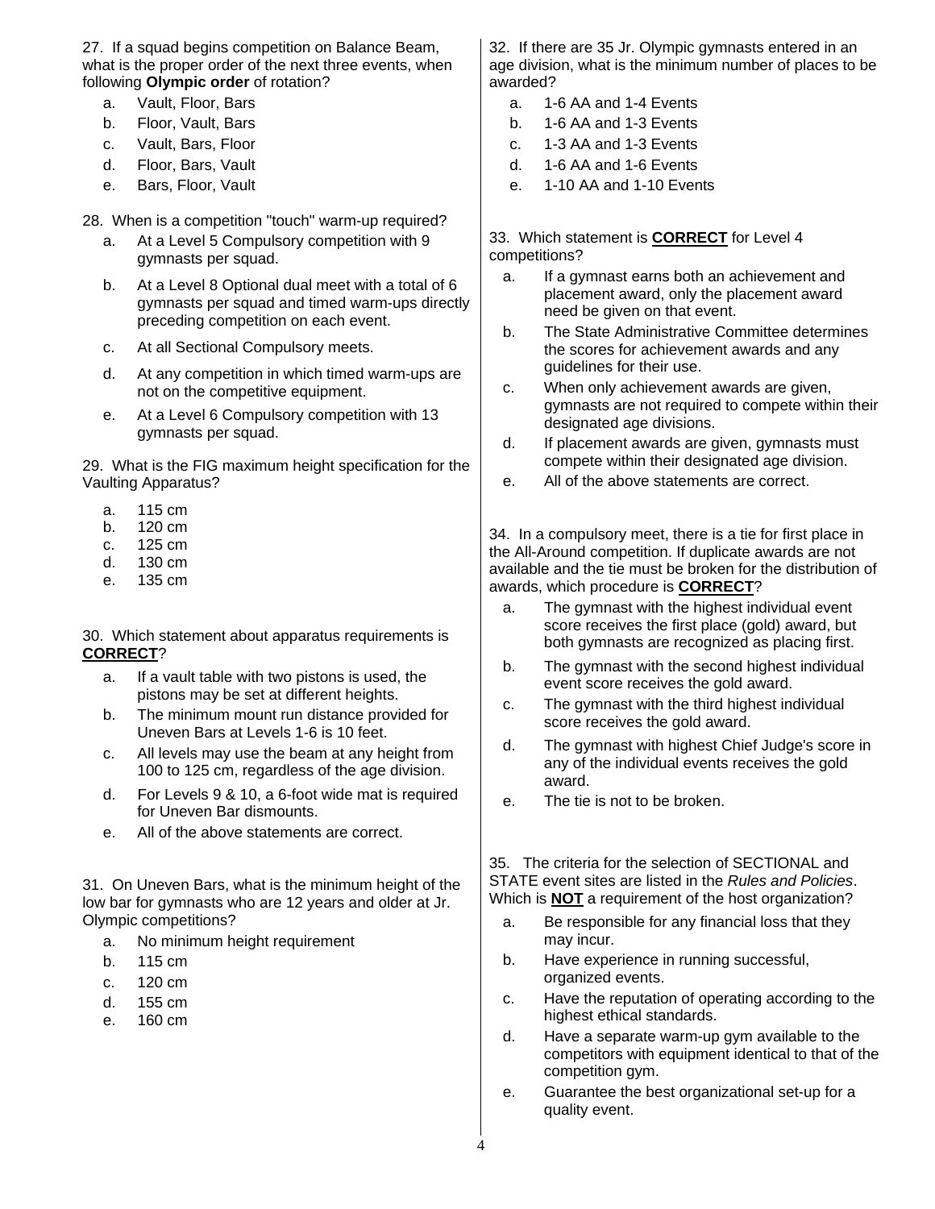27. If a squad begins competition on Balance Beam, what is the proper order of the next three events, when following **Olympic order** of rotation?

a. Vault, Floor, Bars
b. Floor, Vault, Bars
c. Vault, Bars, Floor
d. Floor, Bars, Vault
e. Bars, Floor, Vault

28. When is a competition "touch" warm-up required?

a. At a Level 5 Compulsory competition with 9 gymnasts per squad.
b. At a Level 8 Optional dual meet with a total of 6 gymnasts per squad and timed warm-ups directly preceding competition on each event.
c. At all Sectional Compulsory meets.
d. At any competition in which timed warm-ups are not on the competitive equipment.
e. At a Level 6 Compulsory competition with 13 gymnasts per squad.

29. What is the FIG maximum height specification for the Vaulting Apparatus?

a. 115 cm
b. 120 cm
c. 125 cm
d. 130 cm
e. 135 cm

30. Which statement about apparatus requirements is **CORRECT**?

a. If a vault table with two pistons is used, the pistons may be set at different heights.
b. The minimum mount run distance provided for Uneven Bars at Levels 1-6 is 10 feet.
c. All levels may use the beam at any height from 100 to 125 cm, regardless of the age division.
d. For Levels 9 & 10, a 6-foot wide mat is required for Uneven Bar dismounts.
e. All of the above statements are correct.

31. On Uneven Bars, what is the minimum height of the low bar for gymnasts who are 12 years and older at Jr. Olympic competitions?

a. No minimum height requirement
b. 115 cm
c. 120 cm
d. 155 cm
e. 160 cm

32. If there are 35 Jr. Olympic gymnasts entered in an age division, what is the minimum number of places to be awarded?

a. 1-6 AA and 1-4 Events
b. 1-6 AA and 1-3 Events
c. 1-3 AA and 1-3 Events
d. 1-6 AA and 1-6 Events
e. 1-10 AA and 1-10 Events

33. Which statement is **CORRECT** for Level 4 competitions?

a. If a gymnast earns both an achievement and placement award, only the placement award need be given on that event.
b. The State Administrative Committee determines the scores for achievement awards and any guidelines for their use.
c. When only achievement awards are given, gymnasts are not required to compete within their designated age divisions.
d. If placement awards are given, gymnasts must compete within their designated age division.
e. All of the above statements are correct.

34. In a compulsory meet, there is a tie for first place in the All-Around competition. If duplicate awards are not available and the tie must be broken for the distribution of awards, which procedure is **CORRECT**?

a. The gymnast with the highest individual event score receives the first place (gold) award, but both gymnasts are recognized as placing first.
b. The gymnast with the second highest individual event score receives the gold award.
c. The gymnast with the third highest individual score receives the gold award.
d. The gymnast with highest Chief Judge's score in any of the individual events receives the gold award.
e. The tie is not to be broken.

35. The criteria for the selection of SECTIONAL and STATE event sites are listed in the *Rules and Policies*. Which is **NOT** a requirement of the host organization?

a. Be responsible for any financial loss that they may incur.
b. Have experience in running successful, organized events.
c. Have the reputation of operating according to the highest ethical standards.
d. Have a separate warm-up gym available to the competitors with equipment identical to that of the competition gym.
e. Guarantee the best organizational set-up for a quality event.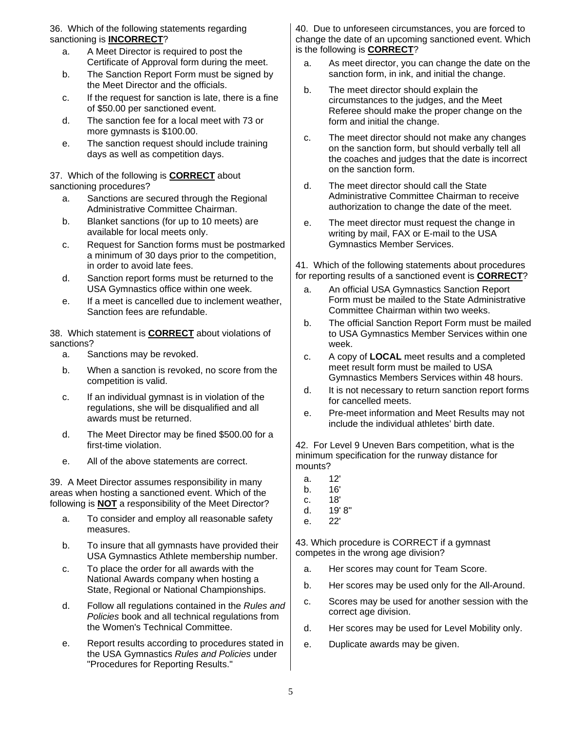36. Which of the following statements regarding sanctioning is **INCORRECT**?

a. A Meet Director is required to post the Certificate of Approval form during the meet.
b. The Sanction Report Form must be signed by the Meet Director and the officials.
c. If the request for sanction is late, there is a fine of $50.00 per sanctioned event.
d. The sanction fee for a local meet with 73 or more gymnasts is $100.00.
e. The sanction request should include training days as well as competition days.

37. Which of the following is **CORRECT** about sanctioning procedures?

a. Sanctions are secured through the Regional Administrative Committee Chairman.
b. Blanket sanctions (for up to 10 meets) are available for local meets only.
c. Request for Sanction forms must be postmarked a minimum of 30 days prior to the competition, in order to avoid late fees.
d. Sanction report forms must be returned to the USA Gymnastics office within one week.
e. If a meet is cancelled due to inclement weather, Sanction fees are refundable.

38. Which statement is **CORRECT** about violations of sanctions?

a. Sanctions may be revoked.
b. When a sanction is revoked, no score from the competition is valid.
c. If an individual gymnast is in violation of the regulations, she will be disqualified and all awards must be returned.
d. The Meet Director may be fined $500.00 for a first-time violation.
e. All of the above statements are correct.

39. A Meet Director assumes responsibility in many areas when hosting a sanctioned event. Which of the following is **NOT** a responsibility of the Meet Director?

a. To consider and employ all reasonable safety measures.
b. To insure that all gymnasts have provided their USA Gymnastics Athlete membership number.
c. To place the order for all awards with the National Awards company when hosting a State, Regional or National Championships.
d. Follow all regulations contained in the *Rules and Policies* book and all technical regulations from the Women's Technical Committee.
e. Report results according to procedures stated in the USA Gymnastics *Rules and Policies* under "Procedures for Reporting Results."

40. Due to unforeseen circumstances, you are forced to change the date of an upcoming sanctioned event. Which is the following is **CORRECT**?

a. As meet director, you can change the date on the sanction form, in ink, and initial the change.
b. The meet director should explain the circumstances to the judges, and the Meet Referee should make the proper change on the form and initial the change.
c. The meet director should not make any changes on the sanction form, but should verbally tell all the coaches and judges that the date is incorrect on the sanction form.
d. The meet director should call the State Administrative Committee Chairman to receive authorization to change the date of the meet.
e. The meet director must request the change in writing by mail, FAX or E-mail to the USA Gymnastics Member Services.

41. Which of the following statements about procedures for reporting results of a sanctioned event is **CORRECT**?

a. An official USA Gymnastics Sanction Report Form must be mailed to the State Administrative Committee Chairman within two weeks.
b. The official Sanction Report Form must be mailed to USA Gymnastics Member Services within one week.
c. A copy of **LOCAL** meet results and a completed meet result form must be mailed to USA Gymnastics Members Services within 48 hours.
d. It is not necessary to return sanction report forms for cancelled meets.
e. Pre-meet information and Meet Results may not include the individual athletes' birth date.

42. For Level 9 Uneven Bars competition, what is the minimum specification for the runway distance for mounts?

a. 12'
b. 16'
c. 18'
d. 19' 8"
e. 22'

43. Which procedure is CORRECT if a gymnast competes in the wrong age division?

a. Her scores may count for Team Score.
b. Her scores may be used only for the All-Around.
c. Scores may be used for another session with the correct age division.
d. Her scores may be used for Level Mobility only.
e. Duplicate awards may be given.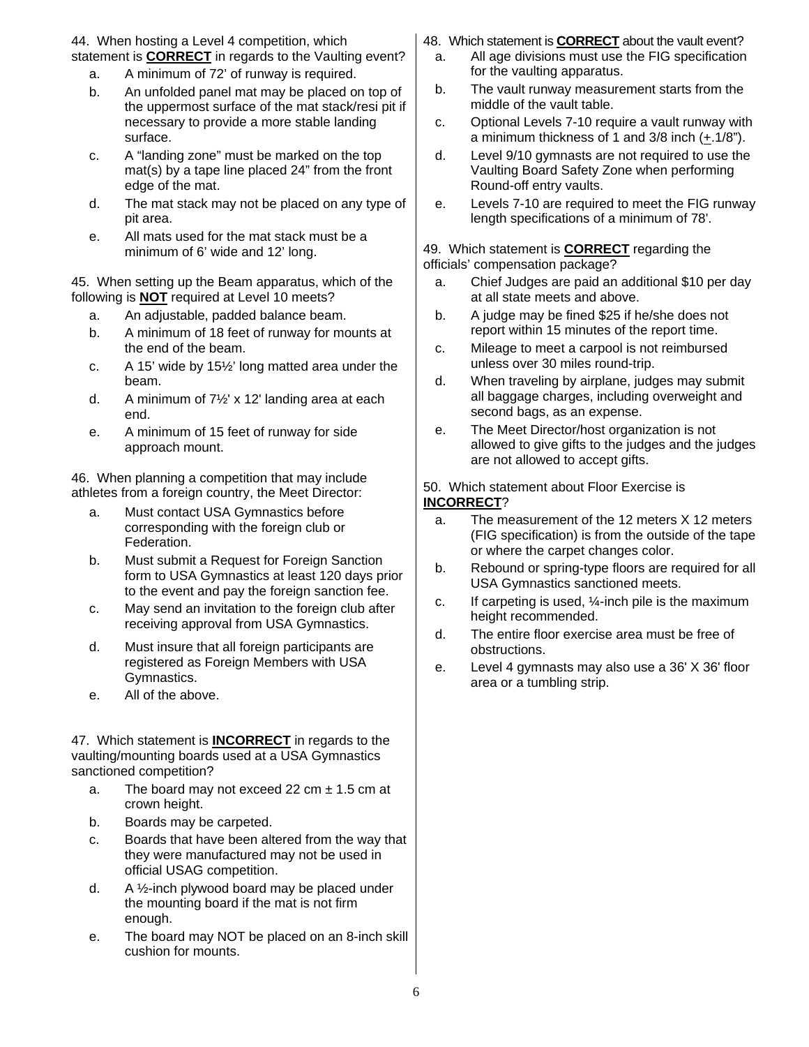44. When hosting a Level 4 competition, which statement is **CORRECT** in regards to the Vaulting event?

a. A minimum of 72' of runway is required.

b. An unfolded panel mat may be placed on top of the uppermost surface of the mat stack/resi pit if necessary to provide a more stable landing surface.

c. A "landing zone" must be marked on the top mat(s) by a tape line placed 24" from the front edge of the mat.

d. The mat stack may not be placed on any type of pit area.

e. All mats used for the mat stack must be a minimum of 6' wide and 12' long.

45. When setting up the Beam apparatus, which of the following is **NOT** required at Level 10 meets?

a. An adjustable, padded balance beam.

b. A minimum of 18 feet of runway for mounts at the end of the beam.

c. A 15' wide by 15½' long matted area under the beam.

d. A minimum of 7½' x 12' landing area at each end.

e. A minimum of 15 feet of runway for side approach mount.

46. When planning a competition that may include athletes from a foreign country, the Meet Director:

a. Must contact USA Gymnastics before corresponding with the foreign club or Federation.

b. Must submit a Request for Foreign Sanction form to USA Gymnastics at least 120 days prior to the event and pay the foreign sanction fee.

c. May send an invitation to the foreign club after receiving approval from USA Gymnastics.

d. Must insure that all foreign participants are registered as Foreign Members with USA Gymnastics.

e. All of the above.

47. Which statement is **INCORRECT** in regards to the vaulting/mounting boards used at a USA Gymnastics sanctioned competition?

a. The board may not exceed 22 cm ± 1.5 cm at crown height.

b. Boards may be carpeted.

c. Boards that have been altered from the way that they were manufactured may not be used in official USAG competition.

d. A ½-inch plywood board may be placed under the mounting board if the mat is not firm enough.

e. The board may NOT be placed on an 8-inch skill cushion for mounts.

48. Which statement is **CORRECT** about the vault event?

a. All age divisions must use the FIG specification for the vaulting apparatus.

b. The vault runway measurement starts from the middle of the vault table.

c. Optional Levels 7-10 require a vault runway with a minimum thickness of 1 and 3/8 inch (±.1/8").

d. Level 9/10 gymnasts are not required to use the Vaulting Board Safety Zone when performing Round-off entry vaults.

e. Levels 7-10 are required to meet the FIG runway length specifications of a minimum of 78'.

49. Which statement is **CORRECT** regarding the officials' compensation package?

a. Chief Judges are paid an additional $10 per day at all state meets and above.

b. A judge may be fined $25 if he/she does not report within 15 minutes of the report time.

c. Mileage to meet a carpool is not reimbursed unless over 30 miles round-trip.

d. When traveling by airplane, judges may submit all baggage charges, including overweight and second bags, as an expense.

e. The Meet Director/host organization is not allowed to give gifts to the judges and the judges are not allowed to accept gifts.

50. Which statement about Floor Exercise is **INCORRECT**?

a. The measurement of the 12 meters X 12 meters (FIG specification) is from the outside of the tape or where the carpet changes color.

b. Rebound or spring-type floors are required for all USA Gymnastics sanctioned meets.

c. If carpeting is used, ¼-inch pile is the maximum height recommended.

d. The entire floor exercise area must be free of obstructions.

e. Level 4 gymnasts may also use a 36' X 36' floor area or a tumbling strip.